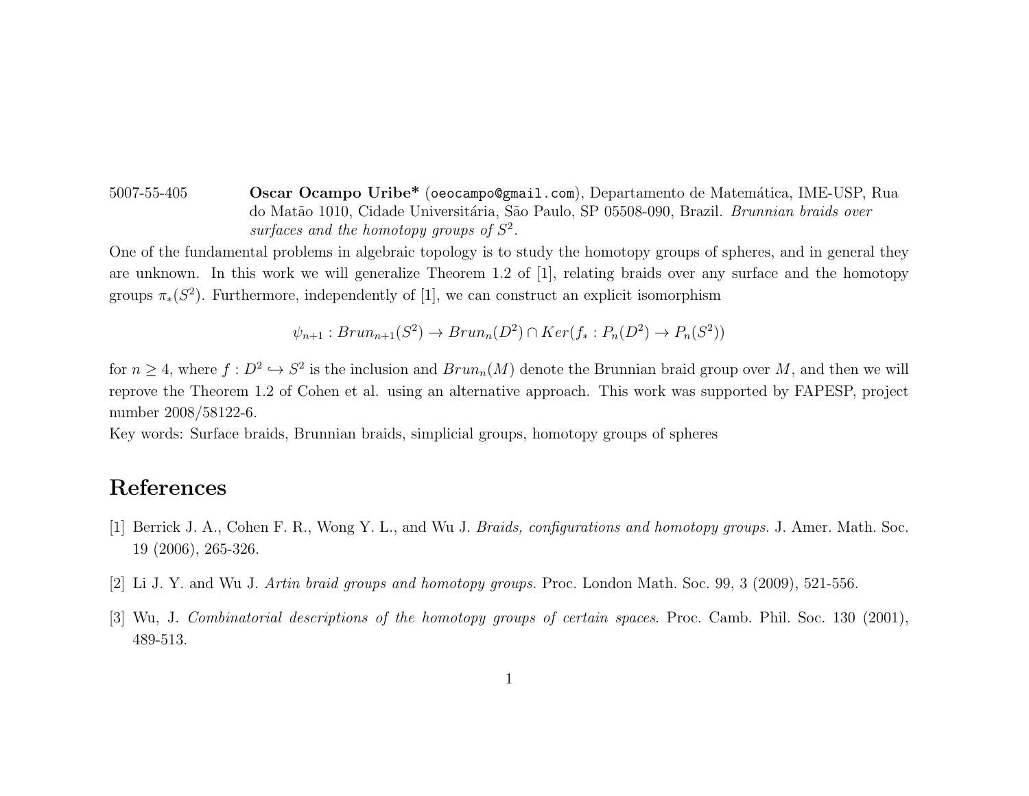5007-55-405 **Oscar Ocampo Uribe*** (oeocampo@gmail.com), Departamento de Matemática, IME-USP, Rua do Matão 1010, Cidade Universitária, São Paulo, SP 05508-090, Brazil. *Brunnian braids over surfaces and the homotopy groups of $S^2$.*

One of the fundamental problems in algebraic topology is to study the homotopy groups of spheres, and in general they are unknown. In this work we will generalize Theorem 1.2 of [1], relating braids over any surface and the homotopy groups $\pi_*(S^2)$. Furthermore, independently of [1], we can construct an explicit isomorphism

$$\psi_{n+1} : Brun_{n+1}(S^2) \to Brun_n(D^2) \cap Ker(f_* : P_n(D^2) \to P_n(S^2))$$

for $n \geq 4$, where $f : D^2 \hookrightarrow S^2$ is the inclusion and $Brun_n(M)$ denote the Brunnian braid group over $M$, and then we will reprove the Theorem 1.2 of Cohen et al. using an alternative approach. This work was supported by FAPESP, project number 2008/58122-6.

Key words: Surface braids, Brunnian braids, simplicial groups, homotopy groups of spheres

## References

[1] Berrick J. A., Cohen F. R., Wong Y. L., and Wu J. *Braids, configurations and homotopy groups.* J. Amer. Math. Soc. 19 (2006), 265-326.

[2] Li J. Y. and Wu J. *Artin braid groups and homotopy groups.* Proc. London Math. Soc. 99, 3 (2009), 521-556.

[3] Wu, J. *Combinatorial descriptions of the homotopy groups of certain spaces*. Proc. Camb. Phil. Soc. 130 (2001), 489-513.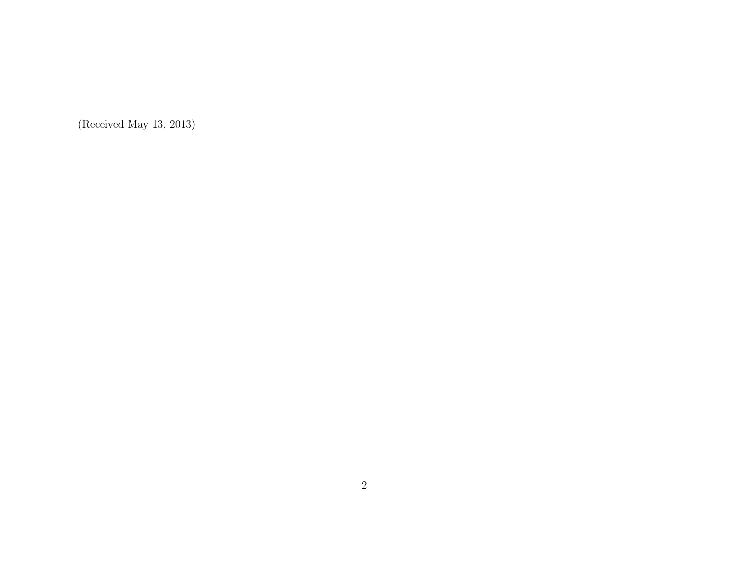(Received May 13, 2013)